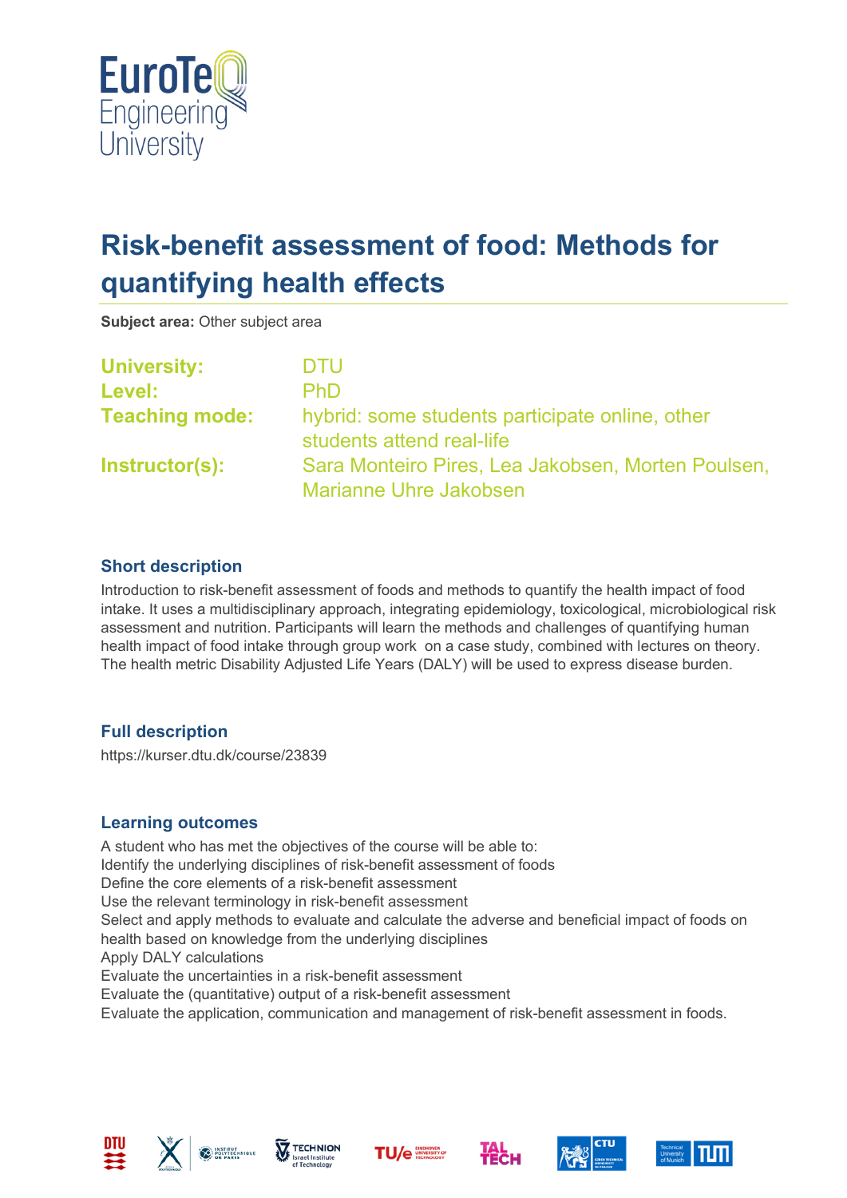# Risk-benefit assessment of food: Methods for quantifying health effects

**Subject area:** Other subject area

| | |
|---|---|
| **University:** | DTU |
| **Level:** | PhD |
| **Teaching mode:** | hybrid: some students participate online, other students attend real-life |
| **Instructor(s):** | Sara Monteiro Pires, Lea Jakobsen, Morten Poulsen, Marianne Uhre Jakobsen |

## Short description

Introduction to risk-benefit assessment of foods and methods to quantify the health impact of food intake. It uses a multidisciplinary approach, integrating epidemiology, toxicological, microbiological risk assessment and nutrition. Participants will learn the methods and challenges of quantifying human health impact of food intake through group work on a case study, combined with lectures on theory. The health metric Disability Adjusted Life Years (DALY) will be used to express disease burden.

## Full description

https://kurser.dtu.dk/course/23839

## Learning outcomes

A student who has met the objectives of the course will be able to:
Identify the underlying disciplines of risk-benefit assessment of foods
Define the core elements of a risk-benefit assessment
Use the relevant terminology in risk-benefit assessment
Select and apply methods to evaluate and calculate the adverse and beneficial impact of foods on health based on knowledge from the underlying disciplines
Apply DALY calculations
Evaluate the uncertainties in a risk-benefit assessment
Evaluate the (quantitative) output of a risk-benefit assessment
Evaluate the application, communication and management of risk-benefit assessment in foods.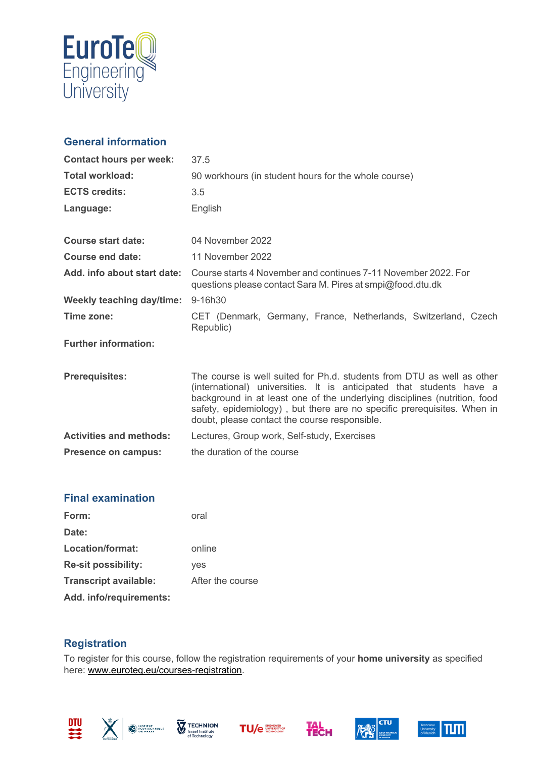## General information

| | |
|---|---|
| **Contact hours per week:** | 37.5 |
| **Total workload:** | 90 workhours (in student hours for the whole course) |
| **ECTS credits:** | 3.5 |
| **Language:** | English |
| | |
| **Course start date:** | 04 November 2022 |
| **Course end date:** | 11 November 2022 |
| **Add. info about start date:** | Course starts 4 November and continues 7-11 November 2022. For questions please contact Sara M. Pires at smpi@food.dtu.dk |
| **Weekly teaching day/time:** | 9-16h30 |
| **Time zone:** | CET (Denmark, Germany, France, Netherlands, Switzerland, Czech Republic) |
| **Further information:** | |
| | |
| **Prerequisites:** | The course is well suited for Ph.d. students from DTU as well as other (international) universities. It is anticipated that students have a background in at least one of the underlying disciplines (nutrition, food safety, epidemiology) , but there are no specific prerequisites. When in doubt, please contact the course responsible. |
| **Activities and methods:** | Lectures, Group work, Self-study, Exercises |
| **Presence on campus:** | the duration of the course |

## Final examination

| | |
|---|---|
| **Form:** | oral |
| **Date:** | |
| **Location/format:** | online |
| **Re-sit possibility:** | yes |
| **Transcript available:** | After the course |
| **Add. info/requirements:** | |

## Registration

To register for this course, follow the registration requirements of your **home university** as specified here: www.euroteq.eu/courses-registration.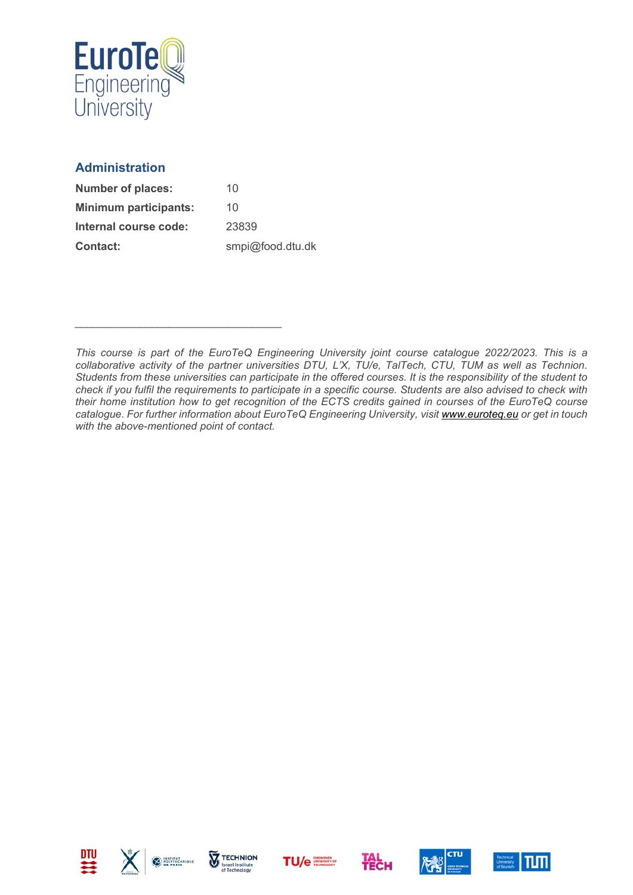## Administration

| | |
|---|---|
| **Number of places:** | 10 |
| **Minimum participants:** | 10 |
| **Internal course code:** | 23839 |
| **Contact:** | smpi@food.dtu.dk |

---

*This course is part of the EuroTeQ Engineering University joint course catalogue 2022/2023. This is a collaborative activity of the partner universities DTU, L'X, TU/e, TalTech, CTU, TUM as well as Technion. Students from these universities can participate in the offered courses. It is the responsibility of the student to check if you fulfil the requirements to participate in a specific course. Students are also advised to check with their home institution how to get recognition of the ECTS credits gained in courses of the EuroTeQ course catalogue. For further information about EuroTeQ Engineering University, visit [www.euroteq.eu](http://www.euroteq.eu) or get in touch with the above-mentioned point of contact.*